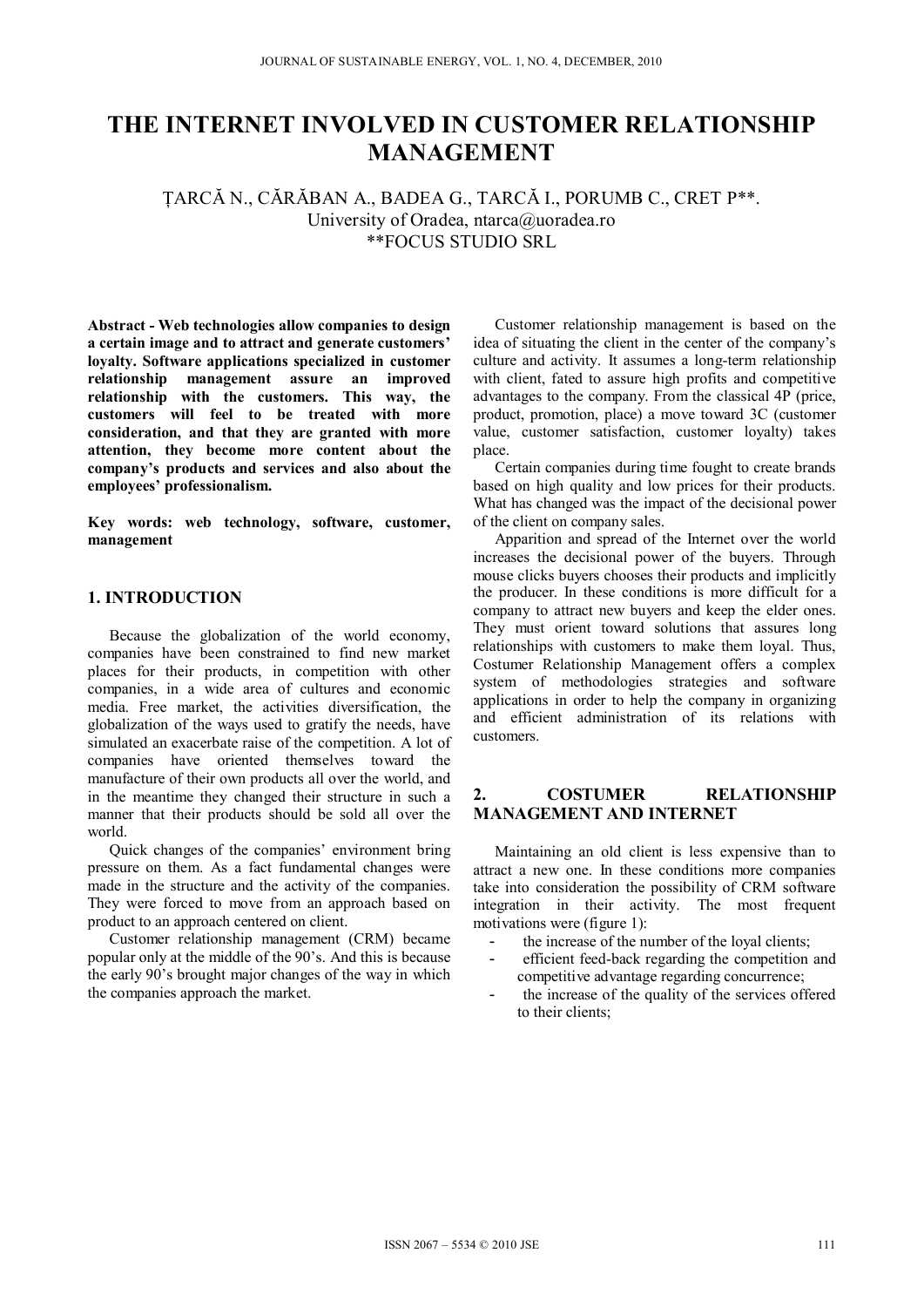# THE INTERNET INVOLVED IN CUSTOMER RELATIONSHIP MANAGEMENT

ȚARCĂ N., CĂRĂBAN A., BADEA G., TARCĂ I., PORUMB C., CRET P**.
University of Oradea, ntarca@uoradea.ro
**FOCUS STUDIO SRL

**Abstract - Web technologies allow companies to design a certain image and to attract and generate customers' loyalty. Software applications specialized in customer relationship management assure an improved relationship with the customers. This way, the customers will feel to be treated with more consideration, and that they are granted with more attention, they become more content about the company's products and services and also about the employees' professionalism.**

**Key words: web technology, software, customer, management**

## 1. INTRODUCTION

Because the globalization of the world economy, companies have been constrained to find new market places for their products, in competition with other companies, in a wide area of cultures and economic media. Free market, the activities diversification, the globalization of the ways used to gratify the needs, have simulated an exacerbate raise of the competition. A lot of companies have oriented themselves toward the manufacture of their own products all over the world, and in the meantime they changed their structure in such a manner that their products should be sold all over the world.

Quick changes of the companies' environment bring pressure on them. As a fact fundamental changes were made in the structure and the activity of the companies. They were forced to move from an approach based on product to an approach centered on client.

Customer relationship management (CRM) became popular only at the middle of the 90's. And this is because the early 90's brought major changes of the way in which the companies approach the market.

Customer relationship management is based on the idea of situating the client in the center of the company's culture and activity. It assumes a long-term relationship with client, fated to assure high profits and competitive advantages to the company. From the classical 4P (price, product, promotion, place) a move toward 3C (customer value, customer satisfaction, customer loyalty) takes place.

Certain companies during time fought to create brands based on high quality and low prices for their products. What has changed was the impact of the decisional power of the client on company sales.

Apparition and spread of the Internet over the world increases the decisional power of the buyers. Through mouse clicks buyers chooses their products and implicitly the producer. In these conditions is more difficult for a company to attract new buyers and keep the elder ones. They must orient toward solutions that assures long relationships with customers to make them loyal. Thus, Costumer Relationship Management offers a complex system of methodologies strategies and software applications in order to help the company in organizing and efficient administration of its relations with customers.

## 2. COSTUMER RELATIONSHIP MANAGEMENT AND INTERNET

Maintaining an old client is less expensive than to attract a new one. In these conditions more companies take into consideration the possibility of CRM software integration in their activity. The most frequent motivations were (figure 1):

- the increase of the number of the loyal clients;
- efficient feed-back regarding the competition and competitive advantage regarding concurrence;
- the increase of the quality of the services offered to their clients;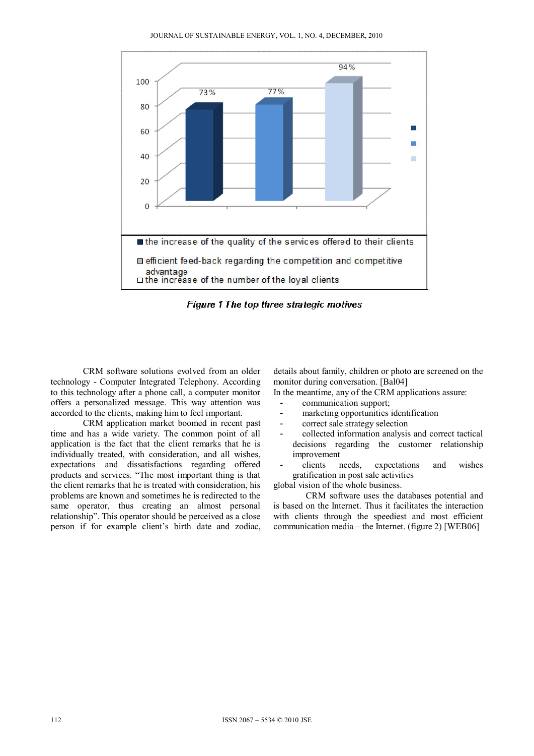Figure 1 The top three strategic motives

CRM software solutions evolved from an older technology - Computer Integrated Telephony. According to this technology after a phone call, a computer monitor offers a personalized message. This way attention was accorded to the clients, making him to feel important.

CRM application market boomed in recent past time and has a wide variety. The common point of all application is the fact that the client remarks that he is individually treated, with consideration, and all wishes, expectations and dissatisfactions regarding offered products and services. "The most important thing is that the client remarks that he is treated with consideration, his problems are known and sometimes he is redirected to the same operator, thus creating an almost personal relationship". This operator should be perceived as a close person if for example client's birth date and zodiac, details about family, children or photo are screened on the monitor during conversation. [Bal04]

In the meantime, any of the CRM applications assure:

- communication support;
- marketing opportunities identification
- correct sale strategy selection
- collected information analysis and correct tactical decisions regarding the customer relationship improvement
- clients needs, expectations and wishes gratification in post sale activities

global vision of the whole business.

CRM software uses the databases potential and is based on the Internet. Thus it facilitates the interaction with clients through the speediest and most efficient communication media – the Internet. (figure 2) [WEB06]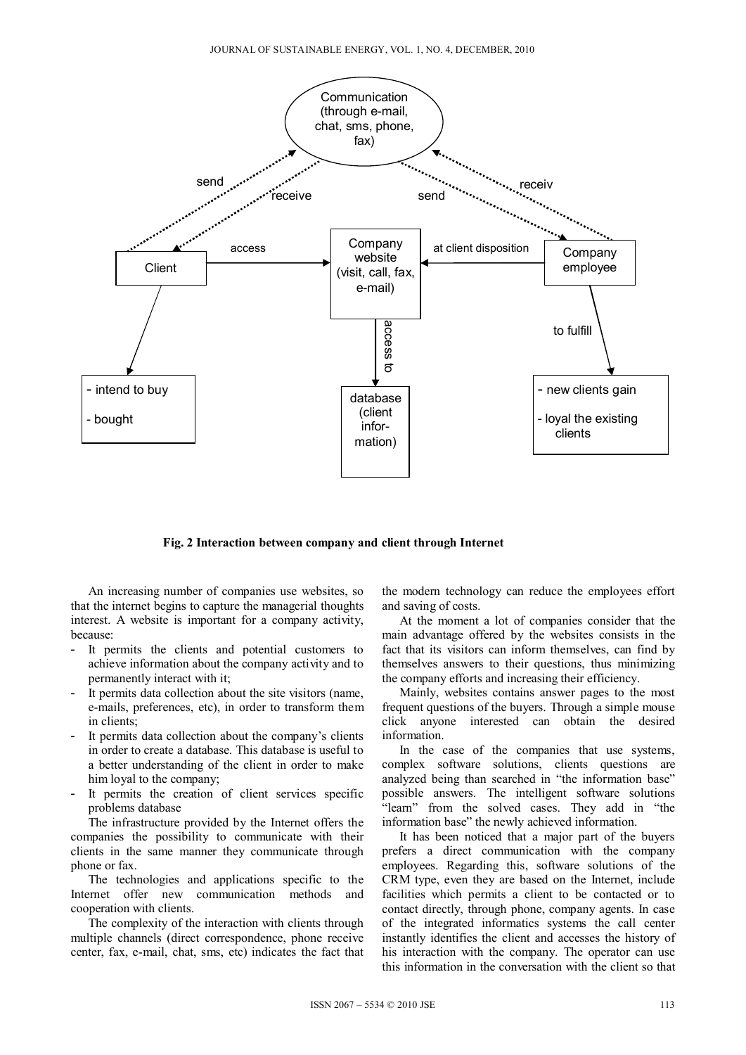Fig. 2 Interaction between company and client through Internet

An increasing number of companies use websites, so that the internet begins to capture the managerial thoughts interest. A website is important for a company activity, because:

- It permits the clients and potential customers to achieve information about the company activity and to permanently interact with it;
- It permits data collection about the site visitors (name, e-mails, preferences, etc), in order to transform them in clients;
- It permits data collection about the company's clients in order to create a database. This database is useful to a better understanding of the client in order to make him loyal to the company;
- It permits the creation of client services specific problems database

The infrastructure provided by the Internet offers the companies the possibility to communicate with their clients in the same manner they communicate through phone or fax.

The technologies and applications specific to the Internet offer new communication methods and cooperation with clients.

The complexity of the interaction with clients through multiple channels (direct correspondence, phone receive center, fax, e-mail, chat, sms, etc) indicates the fact that the modern technology can reduce the employees effort and saving of costs.

At the moment a lot of companies consider that the main advantage offered by the websites consists in the fact that its visitors can inform themselves, can find by themselves answers to their questions, thus minimizing the company efforts and increasing their efficiency.

Mainly, websites contains answer pages to the most frequent questions of the buyers. Through a simple mouse click anyone interested can obtain the desired information.

In the case of the companies that use systems, complex software solutions, clients questions are analyzed being than searched in "the information base" possible answers. The intelligent software solutions "learn" from the solved cases. They add in "the information base" the newly achieved information.

It has been noticed that a major part of the buyers prefers a direct communication with the company employees. Regarding this, software solutions of the CRM type, even they are based on the Internet, include facilities which permits a client to be contacted or to contact directly, through phone, company agents. In case of the integrated informatics systems the call center instantly identifies the client and accesses the history of his interaction with the company. The operator can use this information in the conversation with the client so that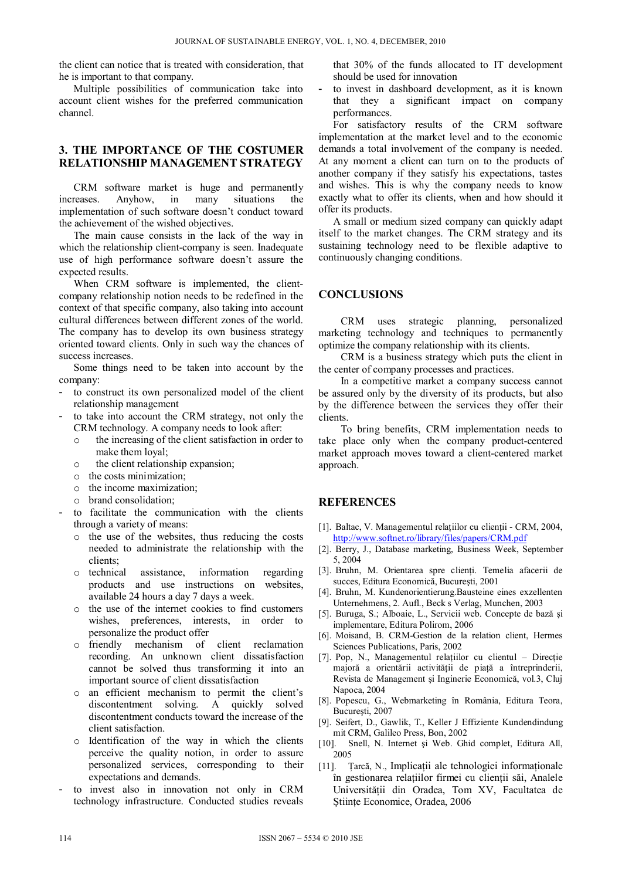the client can notice that is treated with consideration, that he is important to that company.

Multiple possibilities of communication take into account client wishes for the preferred communication channel.

## 3. THE IMPORTANCE OF THE COSTUMER RELATIONSHIP MANAGEMENT STRATEGY

CRM software market is huge and permanently increases. Anyhow, in many situations the implementation of such software doesn't conduct toward the achievement of the wished objectives.

The main cause consists in the lack of the way in which the relationship client-company is seen. Inadequate use of high performance software doesn't assure the expected results.

When CRM software is implemented, the client-company relationship notion needs to be redefined in the context of that specific company, also taking into account cultural differences between different zones of the world. The company has to develop its own business strategy oriented toward clients. Only in such way the chances of success increases.

Some things need to be taken into account by the company:

- to construct its own personalized model of the client relationship management
- to take into account the CRM strategy, not only the CRM technology. A company needs to look after:
  - the increasing of the client satisfaction in order to make them loyal;
  - the client relationship expansion;
  - the costs minimization;
  - the income maximization;
  - brand consolidation;
- to facilitate the communication with the clients through a variety of means:
  - the use of the websites, thus reducing the costs needed to administrate the relationship with the clients;
  - technical assistance, information regarding products and use instructions on websites, available 24 hours a day 7 days a week.
  - the use of the internet cookies to find customers wishes, preferences, interests, in order to personalize the product offer
  - friendly mechanism of client reclamation recording. An unknown client dissatisfaction cannot be solved thus transforming it into an important source of client dissatisfaction
  - an efficient mechanism to permit the client's discontentment solving. A quickly solved discontentment conducts toward the increase of the client satisfaction.
  - Identification of the way in which the clients perceive the quality notion, in order to assure personalized services, corresponding to their expectations and demands.
- to invest also in innovation not only in CRM technology infrastructure. Conducted studies reveals that 30% of the funds allocated to IT development should be used for innovation
- to invest in dashboard development, as it is known that they a significant impact on company performances.

For satisfactory results of the CRM software implementation at the market level and to the economic demands a total involvement of the company is needed. At any moment a client can turn on to the products of another company if they satisfy his expectations, tastes and wishes. This is why the company needs to know exactly what to offer its clients, when and how should it offer its products.

A small or medium sized company can quickly adapt itself to the market changes. The CRM strategy and its sustaining technology need to be flexible adaptive to continuously changing conditions.

## CONCLUSIONS

CRM uses strategic planning, personalized marketing technology and techniques to permanently optimize the company relationship with its clients.

CRM is a business strategy which puts the client in the center of company processes and practices.

In a competitive market a company success cannot be assured only by the diversity of its products, but also by the difference between the services they offer their clients.

To bring benefits, CRM implementation needs to take place only when the company product-centered market approach moves toward a client-centered market approach.

## REFERENCES

[1]. Baltac, V. Managementul relațiilor cu clienții - CRM, 2004, http://www.softnet.ro/library/files/papers/CRM.pdf

[2]. Berry, J., Database marketing, Business Week, September 5, 2004

[3]. Bruhn, M. Orientarea spre clienți. Temelia afacerii de succes, Editura Economică, București, 2001

[4]. Bruhn, M. Kundenorientierung.Bausteine eines exzellenten Unternehmens, 2. Aufl., Beck s Verlag, Munchen, 2003

[5]. Buruga, S.; Alboaie, L., Servicii web. Concepte de bază și implementare, Editura Polirom, 2006

[6]. Moisand, B. CRM-Gestion de la relation client, Hermes Sciences Publications, Paris, 2002

[7]. Pop, N., Managementul relațiilor cu clientul – Direcție majoră a orientării activității de piață a întreprinderii, Revista de Management și Inginerie Economică, vol.3, Cluj Napoca, 2004

[8]. Popescu, G., Webmarketing în România, Editura Teora, București, 2007

[9]. Seifert, D., Gawlik, T., Keller J Effiziente Kundendindung mit CRM, Galileo Press, Bon, 2002

[10]. Snell, N. Internet și Web. Ghid complet, Editura All, 2005

[11]. Țarcă, N., Implicații ale tehnologiei informaționale în gestionarea relațiilor firmei cu clienții săi, Analele Universității din Oradea, Tom XV, Facultatea de Științe Economice, Oradea, 2006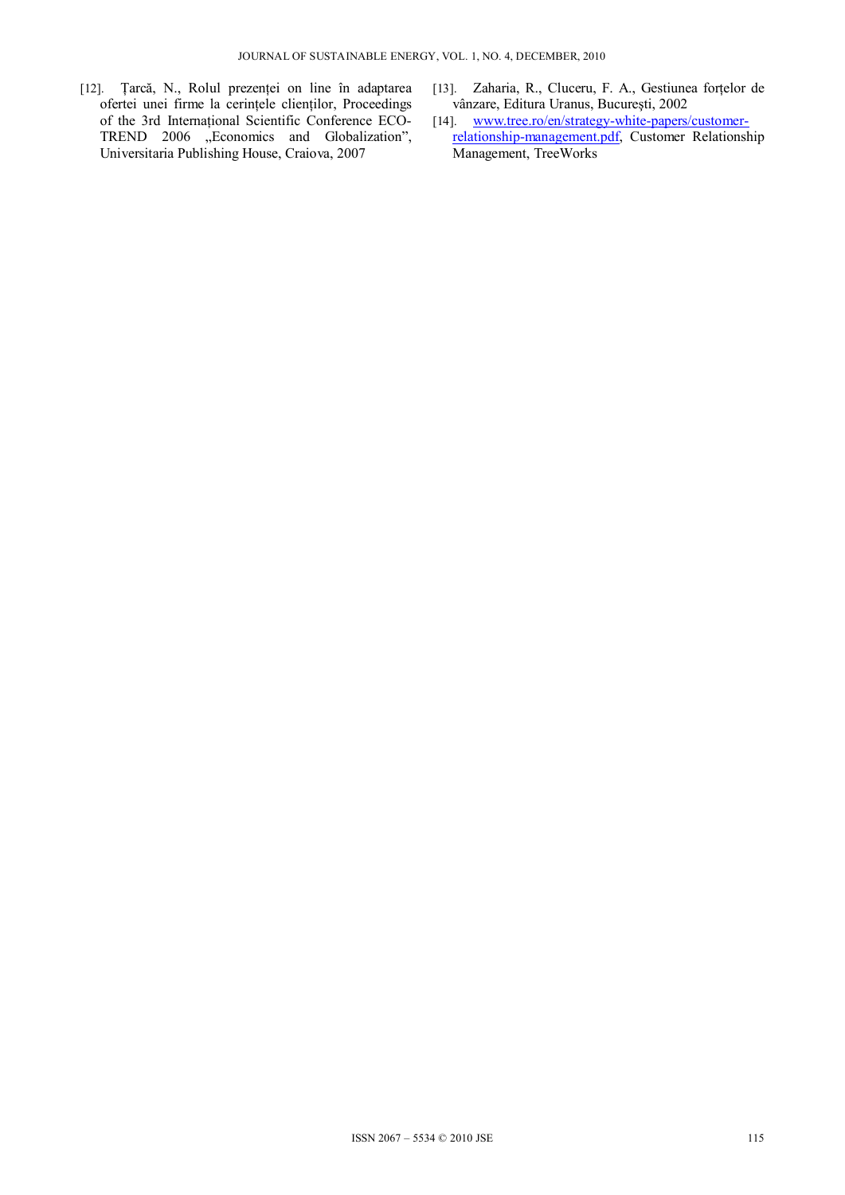[12]. Ţarcă, N., Rolul prezenţei on line în adaptarea ofertei unei firme la cerinţele clienţilor, Proceedings of the 3rd Internaţional Scientific Conference ECO-TREND 2006 „Economics and Globalization", Universitaria Publishing House, Craiova, 2007

[13]. Zaharia, R., Cluceru, F. A., Gestiunea forţelor de vânzare, Editura Uranus, Bucureşti, 2002

[14]. www.tree.ro/en/strategy-white-papers/customer-relationship-management.pdf, Customer Relationship Management, TreeWorks